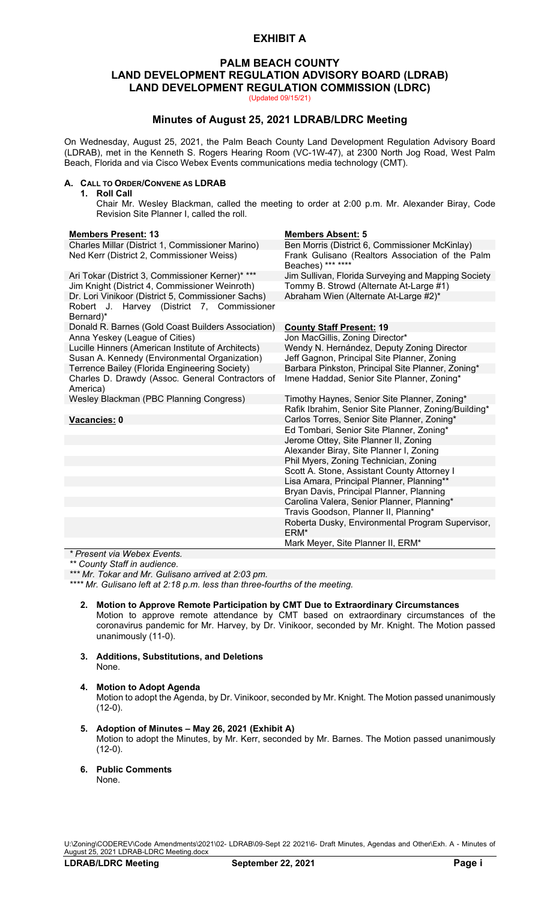# EXHIBIT A

## PALM BEACH COUNTY
## LAND DEVELOPMENT REGULATION ADVISORY BOARD (LDRAB)
## LAND DEVELOPMENT REGULATION COMMISSION (LDRC)

(Updated 09/15/21)

### Minutes of August 25, 2021 LDRAB/LDRC Meeting

On Wednesday, August 25, 2021, the Palm Beach County Land Development Regulation Advisory Board (LDRAB), met in the Kenneth S. Rogers Hearing Room (VC-1W-47), at 2300 North Jog Road, West Palm Beach, Florida and via Cisco Webex Events communications media technology (CMT).

**A. CALL TO ORDER/CONVENE AS LDRAB**

**1. Roll Call**

Chair Mr. Wesley Blackman, called the meeting to order at 2:00 p.m. Mr. Alexander Biray, Code Revision Site Planner I, called the roll.

| Members Present: 13 | Members Absent: 5 |
|---|---|
| Charles Millar (District 1, Commissioner Marino) | Ben Morris (District 6, Commissioner McKinlay) |
| Ned Kerr (District 2, Commissioner Weiss) | Frank Gulisano (Realtors Association of the Palm Beaches) *** **** |
| Ari Tokar (District 3, Commissioner Kerner)* *** | Jim Sullivan, Florida Surveying and Mapping Society |
| Jim Knight (District 4, Commissioner Weinroth) | Tommy B. Strowd (Alternate At-Large #1) |
| Dr. Lori Vinikoor (District 5, Commissioner Sachs) | Abraham Wien (Alternate At-Large #2)* |
| Robert J. Harvey (District 7, Commissioner Bernard)* | |
| Donald R. Barnes (Gold Coast Builders Association) | **County Staff Present: 19** |
| Anna Yeskey (League of Cities) | Jon MacGillis, Zoning Director* |
| Lucille Hinners (American Institute of Architects) | Wendy N. Hernández, Deputy Zoning Director |
| Susan A. Kennedy (Environmental Organization) | Jeff Gagnon, Principal Site Planner, Zoning |
| Terrence Bailey (Florida Engineering Society) | Barbara Pinkston, Principal Site Planner, Zoning* |
| Charles D. Drawdy (Assoc. General Contractors of America) | Imene Haddad, Senior Site Planner, Zoning* |
| Wesley Blackman (PBC Planning Congress) | Timothy Haynes, Senior Site Planner, Zoning* |
| | Rafik Ibrahim, Senior Site Planner, Zoning/Building* |
| **Vacancies: 0** | Carlos Torres, Senior Site Planner, Zoning* |
| | Ed Tombari, Senior Site Planner, Zoning* |
| | Jerome Ottey, Site Planner II, Zoning |
| | Alexander Biray, Site Planner I, Zoning |
| | Phil Myers, Zoning Technician, Zoning |
| | Scott A. Stone, Assistant County Attorney I |
| | Lisa Amara, Principal Planner, Planning** |
| | Bryan Davis, Principal Planner, Planning |
| | Carolina Valera, Senior Planner, Planning* |
| | Travis Goodson, Planner II, Planning* |
| | Roberta Dusky, Environmental Program Supervisor, ERM* |
| | Mark Meyer, Site Planner II, ERM* |

*\* Present via Webex Events.*
*\*\* County Staff in audience.*
*\*\*\* Mr. Tokar and Mr. Gulisano arrived at 2:03 pm.*
*\*\*\*\* Mr. Gulisano left at 2:18 p.m. less than three-fourths of the meeting.*

**2. Motion to Approve Remote Participation by CMT Due to Extraordinary Circumstances**

Motion to approve remote attendance by CMT based on extraordinary circumstances of the coronavirus pandemic for Mr. Harvey, by Dr. Vinikoor, seconded by Mr. Knight. The Motion passed unanimously (11-0).

**3. Additions, Substitutions, and Deletions**

None.

**4. Motion to Adopt Agenda**

Motion to adopt the Agenda, by Dr. Vinikoor, seconded by Mr. Knight. The Motion passed unanimously (12-0).

**5. Adoption of Minutes – May 26, 2021 (Exhibit A)**

Motion to adopt the Minutes, by Mr. Kerr, seconded by Mr. Barnes. The Motion passed unanimously (12-0).

**6. Public Comments**

None.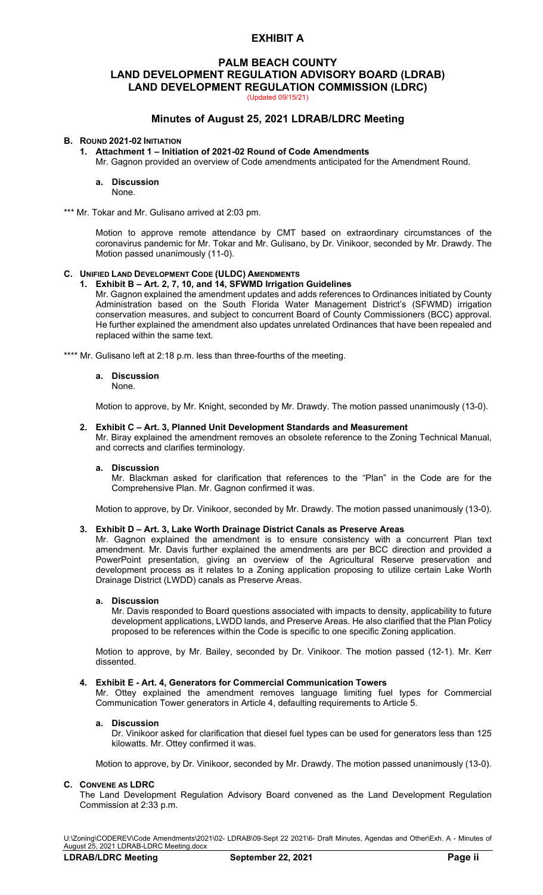# EXHIBIT A

## PALM BEACH COUNTY
## LAND DEVELOPMENT REGULATION ADVISORY BOARD (LDRAB)
## LAND DEVELOPMENT REGULATION COMMISSION (LDRC)

(Updated 09/15/21)

### Minutes of August 25, 2021 LDRAB/LDRC Meeting

**B. ROUND 2021-02 INITIATION**

**1. Attachment 1 – Initiation of 2021-02 Round of Code Amendments**

Mr. Gagnon provided an overview of Code amendments anticipated for the Amendment Round.

**a. Discussion**

None.

*** Mr. Tokar and Mr. Gulisano arrived at 2:03 pm.

Motion to approve remote attendance by CMT based on extraordinary circumstances of the coronavirus pandemic for Mr. Tokar and Mr. Gulisano, by Dr. Vinikoor, seconded by Mr. Drawdy. The Motion passed unanimously (11-0).

**C. UNIFIED LAND DEVELOPMENT CODE (ULDC) AMENDMENTS**

**1. Exhibit B – Art. 2, 7, 10, and 14, SFWMD Irrigation Guidelines**

Mr. Gagnon explained the amendment updates and adds references to Ordinances initiated by County Administration based on the South Florida Water Management District's (SFWMD) irrigation conservation measures, and subject to concurrent Board of County Commissioners (BCC) approval. He further explained the amendment also updates unrelated Ordinances that have been repealed and replaced within the same text.

**** Mr. Gulisano left at 2:18 p.m. less than three-fourths of the meeting.

**a. Discussion**

None.

Motion to approve, by Mr. Knight, seconded by Mr. Drawdy. The motion passed unanimously (13-0).

**2. Exhibit C – Art. 3, Planned Unit Development Standards and Measurement**

Mr. Biray explained the amendment removes an obsolete reference to the Zoning Technical Manual, and corrects and clarifies terminology.

**a. Discussion**

Mr. Blackman asked for clarification that references to the "Plan" in the Code are for the Comprehensive Plan. Mr. Gagnon confirmed it was.

Motion to approve, by Dr. Vinikoor, seconded by Mr. Drawdy. The motion passed unanimously (13-0).

**3. Exhibit D – Art. 3, Lake Worth Drainage District Canals as Preserve Areas**

Mr. Gagnon explained the amendment is to ensure consistency with a concurrent Plan text amendment. Mr. Davis further explained the amendments are per BCC direction and provided a PowerPoint presentation, giving an overview of the Agricultural Reserve preservation and development process as it relates to a Zoning application proposing to utilize certain Lake Worth Drainage District (LWDD) canals as Preserve Areas.

**a. Discussion**

Mr. Davis responded to Board questions associated with impacts to density, applicability to future development applications, LWDD lands, and Preserve Areas. He also clarified that the Plan Policy proposed to be references within the Code is specific to one specific Zoning application.

Motion to approve, by Mr. Bailey, seconded by Dr. Vinikoor. The motion passed (12-1). Mr. Kerr dissented.

**4. Exhibit E - Art. 4, Generators for Commercial Communication Towers**

Mr. Ottey explained the amendment removes language limiting fuel types for Commercial Communication Tower generators in Article 4, defaulting requirements to Article 5.

**a. Discussion**

Dr. Vinikoor asked for clarification that diesel fuel types can be used for generators less than 125 kilowatts. Mr. Ottey confirmed it was.

Motion to approve, by Dr. Vinikoor, seconded by Mr. Drawdy. The motion passed unanimously (13-0).

**C. CONVENE AS LDRC**

The Land Development Regulation Advisory Board convened as the Land Development Regulation Commission at 2:33 p.m.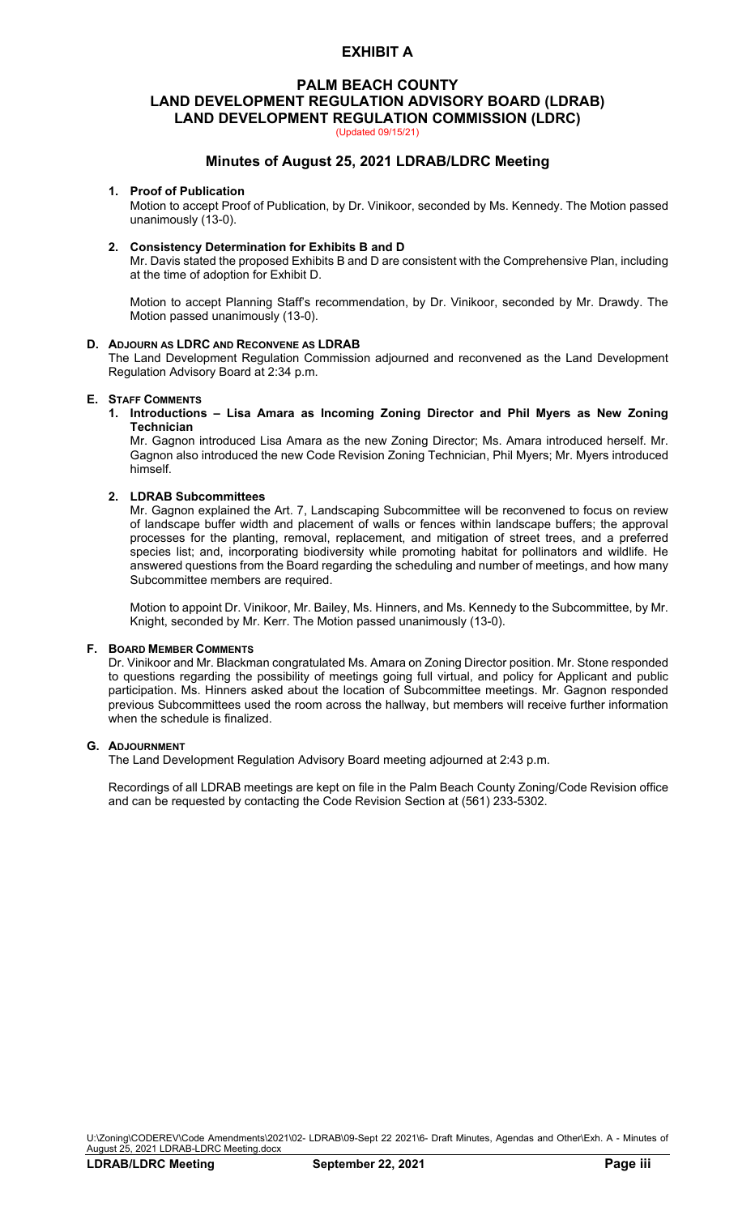# EXHIBIT A

## PALM BEACH COUNTY
## LAND DEVELOPMENT REGULATION ADVISORY BOARD (LDRAB)
## LAND DEVELOPMENT REGULATION COMMISSION (LDRC)

(Updated 09/15/21)

### Minutes of August 25, 2021 LDRAB/LDRC Meeting

**1. Proof of Publication**

Motion to accept Proof of Publication, by Dr. Vinikoor, seconded by Ms. Kennedy. The Motion passed unanimously (13-0).

**2. Consistency Determination for Exhibits B and D**

Mr. Davis stated the proposed Exhibits B and D are consistent with the Comprehensive Plan, including at the time of adoption for Exhibit D.

Motion to accept Planning Staff's recommendation, by Dr. Vinikoor, seconded by Mr. Drawdy. The Motion passed unanimously (13-0).

**D. ADJOURN AS LDRC AND RECONVENE AS LDRAB**

The Land Development Regulation Commission adjourned and reconvened as the Land Development Regulation Advisory Board at 2:34 p.m.

**E. STAFF COMMENTS**

**1. Introductions – Lisa Amara as Incoming Zoning Director and Phil Myers as New Zoning Technician**

Mr. Gagnon introduced Lisa Amara as the new Zoning Director; Ms. Amara introduced herself. Mr. Gagnon also introduced the new Code Revision Zoning Technician, Phil Myers; Mr. Myers introduced himself.

**2. LDRAB Subcommittees**

Mr. Gagnon explained the Art. 7, Landscaping Subcommittee will be reconvened to focus on review of landscape buffer width and placement of walls or fences within landscape buffers; the approval processes for the planting, removal, replacement, and mitigation of street trees, and a preferred species list; and, incorporating biodiversity while promoting habitat for pollinators and wildlife. He answered questions from the Board regarding the scheduling and number of meetings, and how many Subcommittee members are required.

Motion to appoint Dr. Vinikoor, Mr. Bailey, Ms. Hinners, and Ms. Kennedy to the Subcommittee, by Mr. Knight, seconded by Mr. Kerr. The Motion passed unanimously (13-0).

**F. BOARD MEMBER COMMENTS**

Dr. Vinikoor and Mr. Blackman congratulated Ms. Amara on Zoning Director position. Mr. Stone responded to questions regarding the possibility of meetings going full virtual, and policy for Applicant and public participation. Ms. Hinners asked about the location of Subcommittee meetings. Mr. Gagnon responded previous Subcommittees used the room across the hallway, but members will receive further information when the schedule is finalized.

**G. ADJOURNMENT**

The Land Development Regulation Advisory Board meeting adjourned at 2:43 p.m.

Recordings of all LDRAB meetings are kept on file in the Palm Beach County Zoning/Code Revision office and can be requested by contacting the Code Revision Section at (561) 233-5302.